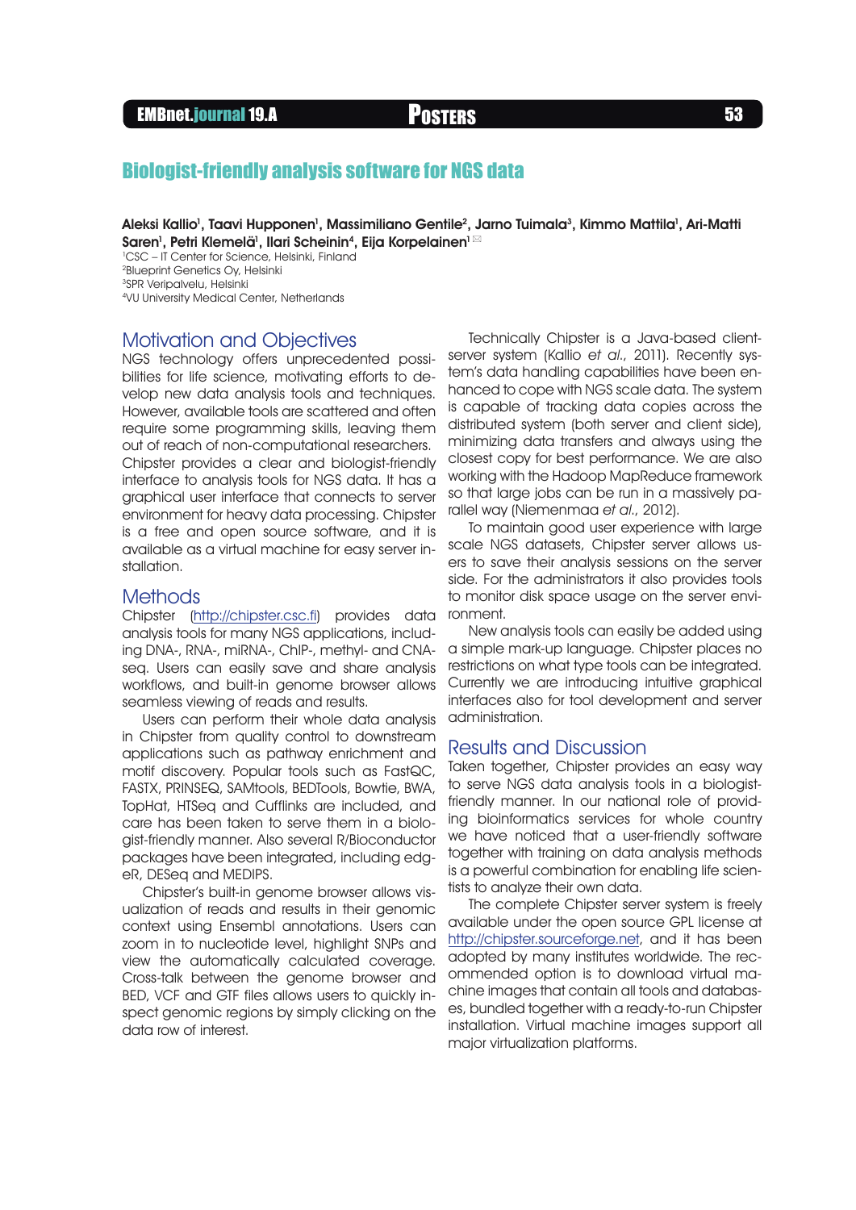# Biologist-friendly analysis software for NGS data

**Aleksi Kallio[1], Taavi Hupponen[1], Massimiliano Gentile[2], Jarno Tuimala[3], Kimmo Mattila[1], Ari-Matti Saren[1], Petri Klemelä[1], Ilari Scheinin[4], Eija Korpelainen[1]** ✉

[1]CSC – IT Center for Science, Helsinki, Finland
[2]Blueprint Genetics Oy, Helsinki
[3]SPR Veripalvelu, Helsinki
[4]VU University Medical Center, Netherlands

## Motivation and Objectives

NGS technology offers unprecedented possibilities for life science, motivating efforts to develop new data analysis tools and techniques. However, available tools are scattered and often require some programming skills, leaving them out of reach of non-computational researchers. Chipster provides a clear and biologist-friendly interface to analysis tools for NGS data. It has a graphical user interface that connects to server environment for heavy data processing. Chipster is a free and open source software, and it is available as a virtual machine for easy server installation.

## Methods

Chipster (http://chipster.csc.fi) provides data analysis tools for many NGS applications, including DNA-, RNA-, miRNA-, ChIP-, methyl- and CNA-seq. Users can easily save and share analysis workflows, and built-in genome browser allows seamless viewing of reads and results.

Users can perform their whole data analysis in Chipster from quality control to downstream applications such as pathway enrichment and motif discovery. Popular tools such as FastQC, FASTX, PRINSEQ, SAMtools, BEDTools, Bowtie, BWA, TopHat, HTSeq and Cufflinks are included, and care has been taken to serve them in a biologist-friendly manner. Also several R/Bioconductor packages have been integrated, including edgeR, DESeq and MEDIPS.

Chipster's built-in genome browser allows visualization of reads and results in their genomic context using Ensembl annotations. Users can zoom in to nucleotide level, highlight SNPs and view the automatically calculated coverage. Cross-talk between the genome browser and BED, VCF and GTF files allows users to quickly inspect genomic regions by simply clicking on the data row of interest.

Technically Chipster is a Java-based client-server system (Kallio *et al.*, 2011). Recently system's data handling capabilities have been enhanced to cope with NGS scale data. The system is capable of tracking data copies across the distributed system (both server and client side), minimizing data transfers and always using the closest copy for best performance. We are also working with the Hadoop MapReduce framework so that large jobs can be run in a massively parallel way (Niemenmaa *et al.*, 2012).

To maintain good user experience with large scale NGS datasets, Chipster server allows users to save their analysis sessions on the server side. For the administrators it also provides tools to monitor disk space usage on the server environment.

New analysis tools can easily be added using a simple mark-up language. Chipster places no restrictions on what type tools can be integrated. Currently we are introducing intuitive graphical interfaces also for tool development and server administration.

## Results and Discussion

Taken together, Chipster provides an easy way to serve NGS data analysis tools in a biologist-friendly manner. In our national role of providing bioinformatics services for whole country we have noticed that a user-friendly software together with training on data analysis methods is a powerful combination for enabling life scientists to analyze their own data.

The complete Chipster server system is freely available under the open source GPL license at http://chipster.sourceforge.net, and it has been adopted by many institutes worldwide. The recommended option is to download virtual machine images that contain all tools and databases, bundled together with a ready-to-run Chipster installation. Virtual machine images support all major virtualization platforms.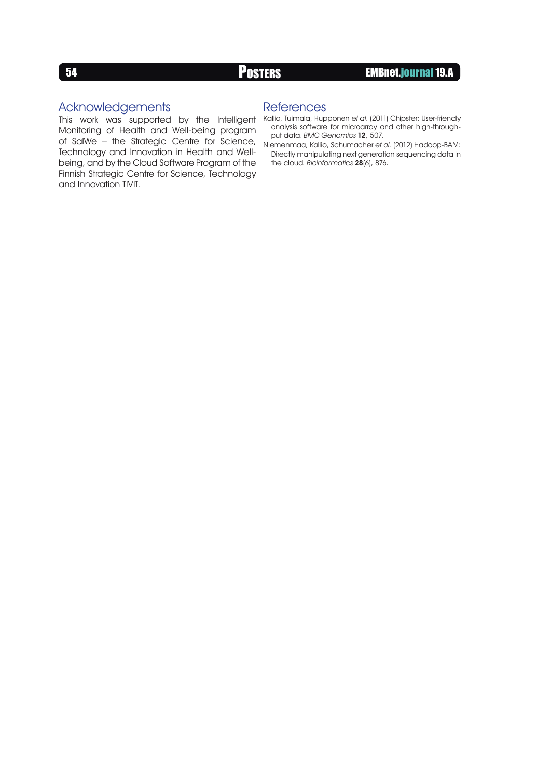## Acknowledgements

This work was supported by the Intelligent Monitoring of Health and Well-being program of SalWe – the Strategic Centre for Science, Technology and Innovation in Health and Well-being, and by the Cloud Software Program of the Finnish Strategic Centre for Science, Technology and Innovation TIVIT.

## References

Kallio, Tuimala, Hupponen *et al.* (2011) Chipster: User-friendly analysis software for microarray and other high-throughput data. *BMC Genomics* **12**, 507.

Niemenmaa, Kallio, Schumacher *et al.* (2012) Hadoop-BAM: Directly manipulating next generation sequencing data in the cloud. *Bioinformatics* **28**(6), 876.